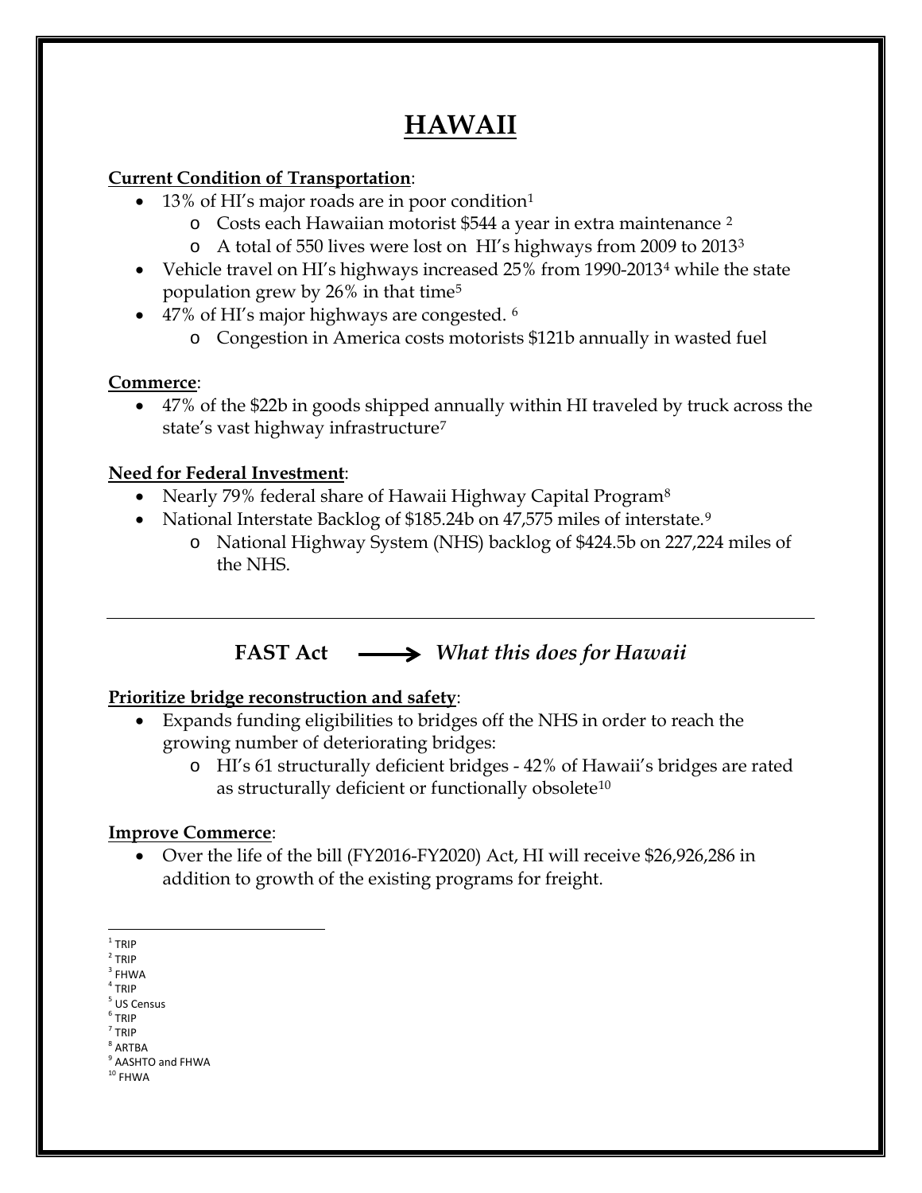# HAWAII

**Current Condition of Transportation**:

- 13% of HI's major roads are in poor condition[1]
  - Costs each Hawaiian motorist $544 a year in extra maintenance [2]
  - A total of 550 lives were lost on HI's highways from 2009 to 2013[3]
- Vehicle travel on HI's highways increased 25% from 1990-2013[4] while the state population grew by 26% in that time[5]
- 47% of HI's major highways are congested. [6]
  - Congestion in America costs motorists $121b annually in wasted fuel

**Commerce**:

- 47% of the $22b in goods shipped annually within HI traveled by truck across the state's vast highway infrastructure[7]

**Need for Federal Investment**:

- Nearly 79% federal share of Hawaii Highway Capital Program[8]
- National Interstate Backlog of $185.24b on 47,575 miles of interstate.[9]
  - National Highway System (NHS) backlog of $424.5b on 227,224 miles of the NHS.

---

**FAST Act** ⟶ ***What this does for Hawaii***

**Prioritize bridge reconstruction and safety**:

- Expands funding eligibilities to bridges off the NHS in order to reach the growing number of deteriorating bridges:
  - HI's 61 structurally deficient bridges - 42% of Hawaii's bridges are rated as structurally deficient or functionally obsolete[10]

**Improve Commerce**:

- Over the life of the bill (FY2016-FY2020) Act, HI will receive $26,926,286 in addition to growth of the existing programs for freight.

---

[1] TRIP
[2] TRIP
[3] FHWA
[4] TRIP
[5] US Census
[6] TRIP
[7] TRIP
[8] ARTBA
[9] AASHTO and FHWA
[10] FHWA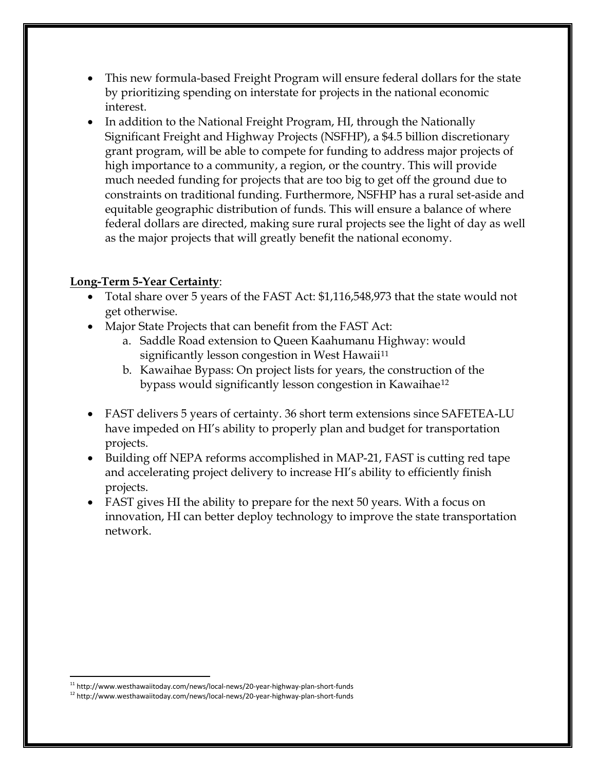- This new formula-based Freight Program will ensure federal dollars for the state by prioritizing spending on interstate for projects in the national economic interest.
- In addition to the National Freight Program, HI, through the Nationally Significant Freight and Highway Projects (NSFHP), a $4.5 billion discretionary grant program, will be able to compete for funding to address major projects of high importance to a community, a region, or the country. This will provide much needed funding for projects that are too big to get off the ground due to constraints on traditional funding. Furthermore, NSFHP has a rural set-aside and equitable geographic distribution of funds. This will ensure a balance of where federal dollars are directed, making sure rural projects see the light of day as well as the major projects that will greatly benefit the national economy.

**Long-Term 5-Year Certainty**:

- Total share over 5 years of the FAST Act: $1,116,548,973 that the state would not get otherwise.
- Major State Projects that can benefit from the FAST Act:
  a. Saddle Road extension to Queen Kaahumanu Highway: would significantly lesson congestion in West Hawaii[11]
  b. Kawaihae Bypass: On project lists for years, the construction of the bypass would significantly lesson congestion in Kawaihae[12]
- FAST delivers 5 years of certainty. 36 short term extensions since SAFETEA-LU have impeded on HI's ability to properly plan and budget for transportation projects.
- Building off NEPA reforms accomplished in MAP-21, FAST is cutting red tape and accelerating project delivery to increase HI's ability to efficiently finish projects.
- FAST gives HI the ability to prepare for the next 50 years. With a focus on innovation, HI can better deploy technology to improve the state transportation network.

[11] http://www.westhawaiitoday.com/news/local-news/20-year-highway-plan-short-funds

[12] http://www.westhawaiitoday.com/news/local-news/20-year-highway-plan-short-funds